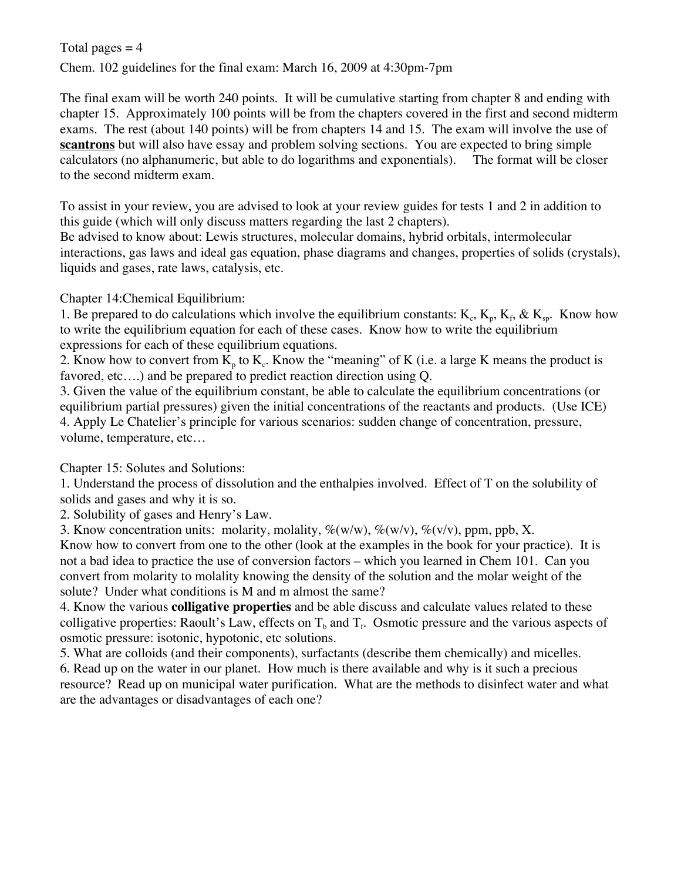Total pages = 4

Chem. 102 guidelines for the final exam: March 16, 2009 at 4:30pm-7pm

The final exam will be worth 240 points. It will be cumulative starting from chapter 8 and ending with chapter 15. Approximately 100 points will be from the chapters covered in the first and second midterm exams. The rest (about 140 points) will be from chapters 14 and 15. The exam will involve the use of **scantrons** but will also have essay and problem solving sections. You are expected to bring simple calculators (no alphanumeric, but able to do logarithms and exponentials). The format will be closer to the second midterm exam.

To assist in your review, you are advised to look at your review guides for tests 1 and 2 in addition to this guide (which will only discuss matters regarding the last 2 chapters).
Be advised to know about: Lewis structures, molecular domains, hybrid orbitals, intermolecular interactions, gas laws and ideal gas equation, phase diagrams and changes, properties of solids (crystals), liquids and gases, rate laws, catalysis, etc.

Chapter 14:Chemical Equilibrium:

1. Be prepared to do calculations which involve the equilibrium constants: $K_c$, $K_p$, $K_f$, & $K_{sp}$. Know how to write the equilibrium equation for each of these cases. Know how to write the equilibrium expressions for each of these equilibrium equations.
2. Know how to convert from $K_p$ to $K_c$. Know the "meaning" of K (i.e. a large K means the product is favored, etc….) and be prepared to predict reaction direction using Q.
3. Given the value of the equilibrium constant, be able to calculate the equilibrium concentrations (or equilibrium partial pressures) given the initial concentrations of the reactants and products. (Use ICE)
4. Apply Le Chatelier's principle for various scenarios: sudden change of concentration, pressure, volume, temperature, etc…

Chapter 15: Solutes and Solutions:

1. Understand the process of dissolution and the enthalpies involved. Effect of T on the solubility of solids and gases and why it is so.
2. Solubility of gases and Henry's Law.
3. Know concentration units: molarity, molality, %(w/w), %(w/v), %(v/v), ppm, ppb, X.
Know how to convert from one to the other (look at the examples in the book for your practice). It is not a bad idea to practice the use of conversion factors – which you learned in Chem 101. Can you convert from molarity to molality knowing the density of the solution and the molar weight of the solute? Under what conditions is M and m almost the same?
4. Know the various **colligative properties** and be able discuss and calculate values related to these colligative properties: Raoult's Law, effects on $T_b$ and $T_f$. Osmotic pressure and the various aspects of osmotic pressure: isotonic, hypotonic, etc solutions.
5. What are colloids (and their components), surfactants (describe them chemically) and micelles.
6. Read up on the water in our planet. How much is there available and why is it such a precious resource? Read up on municipal water purification. What are the methods to disinfect water and what are the advantages or disadvantages of each one?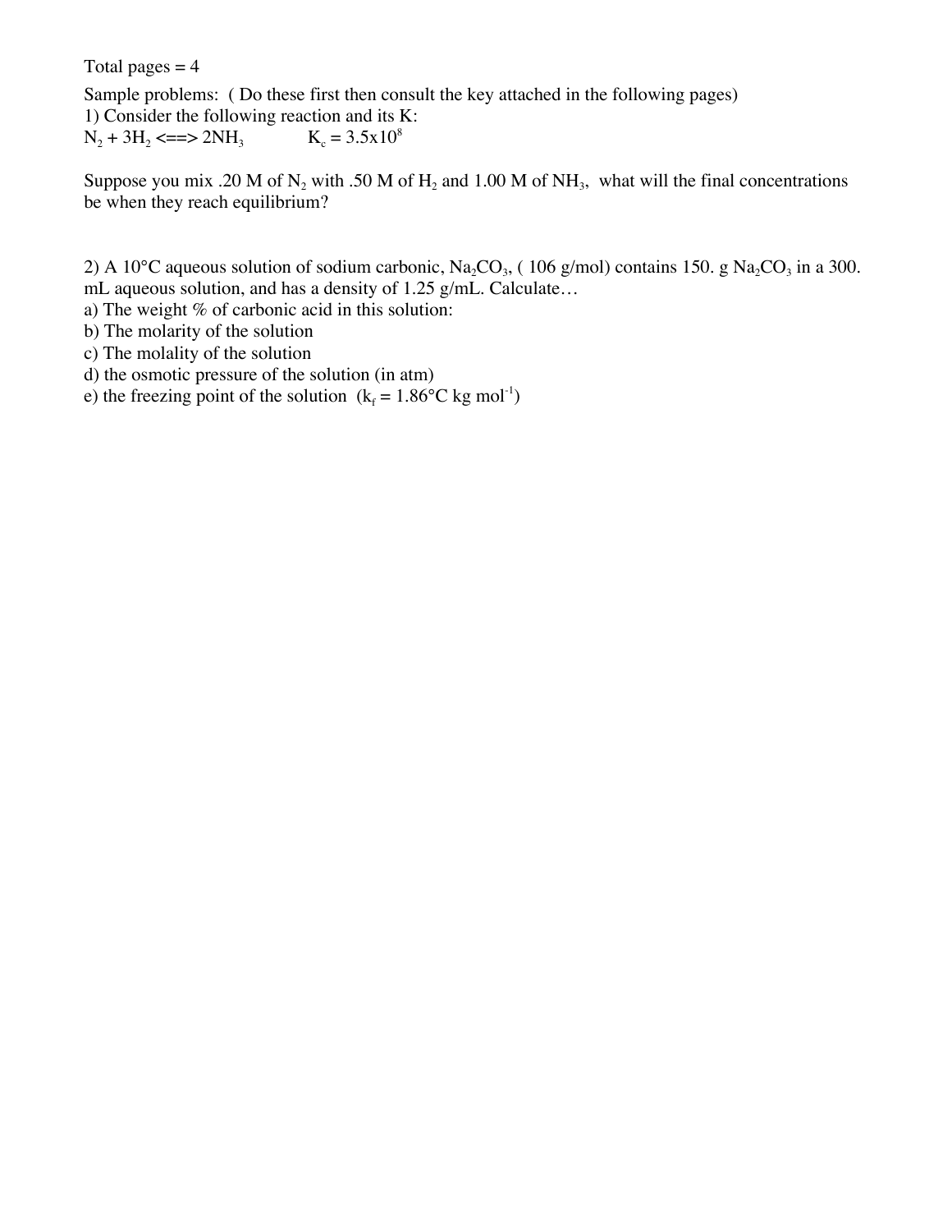Total pages = 4

Sample problems: ( Do these first then consult the key attached in the following pages)

1) Consider the following reaction and its K:

$N_2 + 3H_2 <==> 2NH_3$ $\qquad$ $K_c = 3.5x10^8$

Suppose you mix .20 M of $N_2$ with .50 M of $H_2$ and 1.00 M of $NH_3$, what will the final concentrations be when they reach equilibrium?

2) A 10°C aqueous solution of sodium carbonic, $Na_2CO_3$, ( 106 g/mol) contains 150. g $Na_2CO_3$ in a 300. mL aqueous solution, and has a density of 1.25 g/mL. Calculate…

a) The weight % of carbonic acid in this solution:

b) The molarity of the solution

c) The molality of the solution

d) the osmotic pressure of the solution (in atm)

e) the freezing point of the solution ($k_f = 1.86°C\ kg\ mol^{-1}$)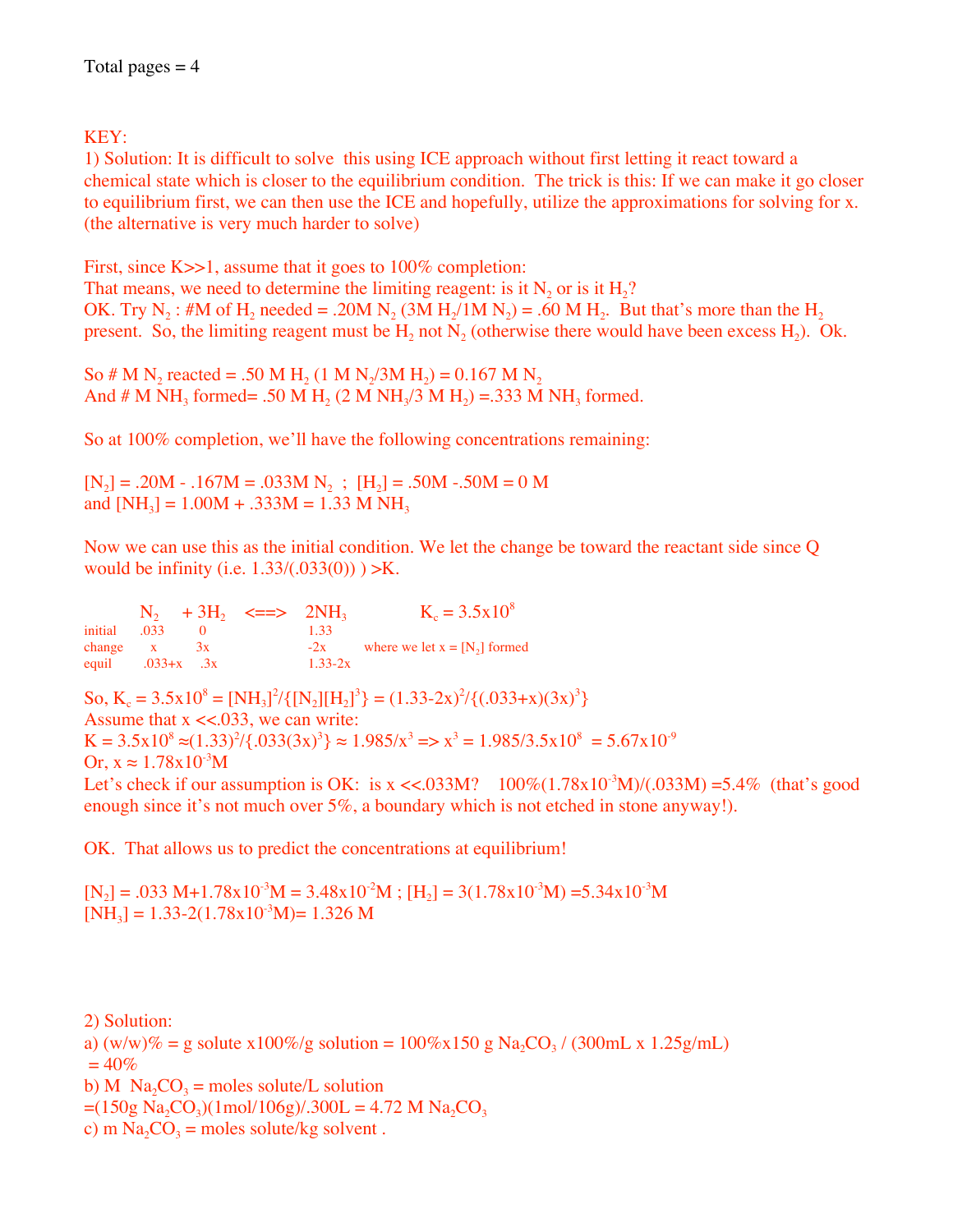Total pages = 4

KEY:

1) Solution: It is difficult to solve this using ICE approach without first letting it react toward a chemical state which is closer to the equilibrium condition. The trick is this: If we can make it go closer to equilibrium first, we can then use the ICE and hopefully, utilize the approximations for solving for x. (the alternative is very much harder to solve)

First, since K>>1, assume that it goes to 100% completion:
That means, we need to determine the limiting reagent: is it $N_2$ or is it $H_2$?
OK. Try $N_2$ : #M of $H_2$ needed = .20M $N_2$ (3M $H_2$/1M $N_2$) = .60 M $H_2$. But that's more than the $H_2$ present. So, the limiting reagent must be $H_2$ not $N_2$ (otherwise there would have been excess $H_2$). Ok.

So # M $N_2$ reacted = .50 M $H_2$ (1 M $N_2$/3M $H_2$) = 0.167 M $N_2$
And # M $NH_3$ formed= .50 M $H_2$ (2 M $NH_3$/3 M $H_2$) =.333 M $NH_3$ formed.

So at 100% completion, we'll have the following concentrations remaining:

$[N_2]$ = .20M - .167M = .033M $N_2$ ; $[H_2]$ = .50M -.50M = 0 M
and $[NH_3]$ = 1.00M + .333M = 1.33 M $NH_3$

Now we can use this as the initial condition. We let the change be toward the reactant side since Q would be infinity (i.e. 1.33/(.033(0)) ) >K.

| | $N_2$ | $+ 3H_2$ | <==> | $2NH_3$ | $K_c = 3.5\times10^8$ |
|---|---|---|---|---|---|
| initial | .033 | 0 | | 1.33 | |
| change | x | 3x | | -2x | where we let x = $[N_2]$ formed |
| equil | .033+x | .3x | | 1.33-2x | |

So, $K_c = 3.5\times10^8 = [NH_3]^2/\{[N_2][H_2]^3\} = (1.33-2x)^2/\{(.033+x)(3x)^3\}$
Assume that x <<.033, we can write:
$K = 3.5\times10^8 \approx (1.33)^2/\{.033(3x)^3\} \approx 1.985/x^3 \Rightarrow x^3 = 1.985/3.5\times10^8 = 5.67\times10^{-9}$
Or, $x \approx 1.78\times10^{-3}$M
Let's check if our assumption is OK: is x <<.033M? $100\%(1.78\times10^{-3}\text{M})/(.033\text{M}) = 5.4\%$ (that's good enough since it's not much over 5%, a boundary which is not etched in stone anyway!).

OK. That allows us to predict the concentrations at equilibrium!

$[N_2] = .033\text{ M}+1.78\times10^{-3}\text{M} = 3.48\times10^{-2}\text{M}$ ; $[H_2] = 3(1.78\times10^{-3}\text{M}) = 5.34\times10^{-3}\text{M}$
$[NH_3] = 1.33-2(1.78\times10^{-3}\text{M})= 1.326$ M

2) Solution:

a) (w/w)% = g solute x100%/g solution = 100%x150 g $Na_2CO_3$ / (300mL x 1.25g/mL) = 40%

b) M $Na_2CO_3$ = moles solute/L solution
=(150g $Na_2CO_3$)(1mol/106g)/.300L = 4.72 M $Na_2CO_3$

c) m $Na_2CO_3$ = moles solute/kg solvent .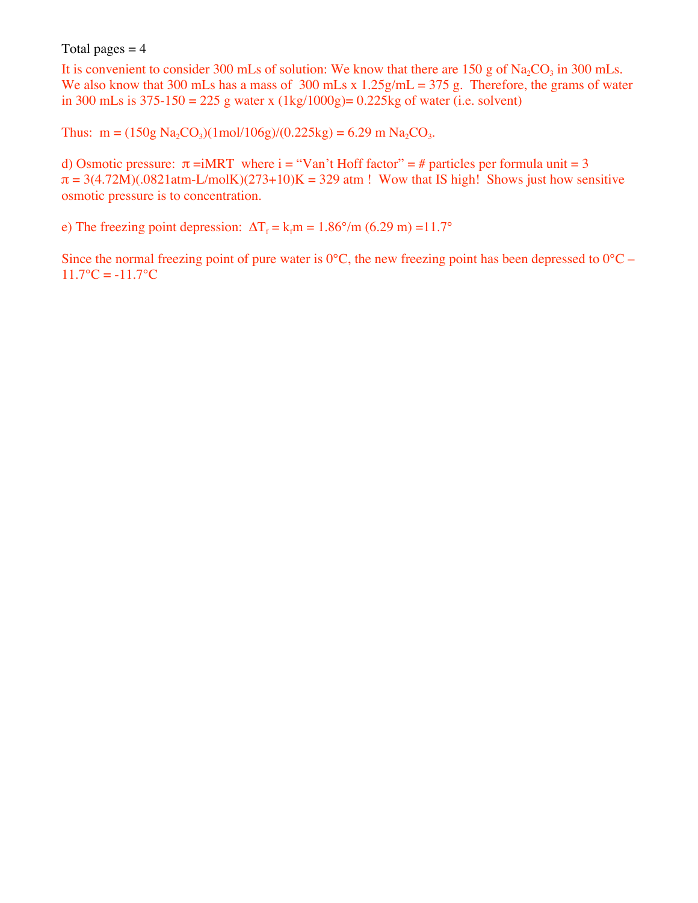Total pages = 4

It is convenient to consider 300 mLs of solution: We know that there are 150 g of $Na_2CO_3$ in 300 mLs. We also know that 300 mLs has a mass of 300 mLs x 1.25g/mL = 375 g. Therefore, the grams of water in 300 mLs is 375-150 = 225 g water x (1kg/1000g)= 0.225kg of water (i.e. solvent)

Thus: m = (150g $Na_2CO_3$)(1mol/106g)/(0.225kg) = 6.29 m $Na_2CO_3$.

d) Osmotic pressure: $\pi$ =iMRT where i = "Van't Hoff factor" = # particles per formula unit = 3
$\pi$ = 3(4.72M)(.0821atm-L/molK)(273+10)K = 329 atm ! Wow that IS high! Shows just how sensitive osmotic pressure is to concentration.

e) The freezing point depression: $\Delta T_f = k_f m$ = 1.86°/m (6.29 m) =11.7°

Since the normal freezing point of pure water is 0°C, the new freezing point has been depressed to 0°C – 11.7°C = -11.7°C